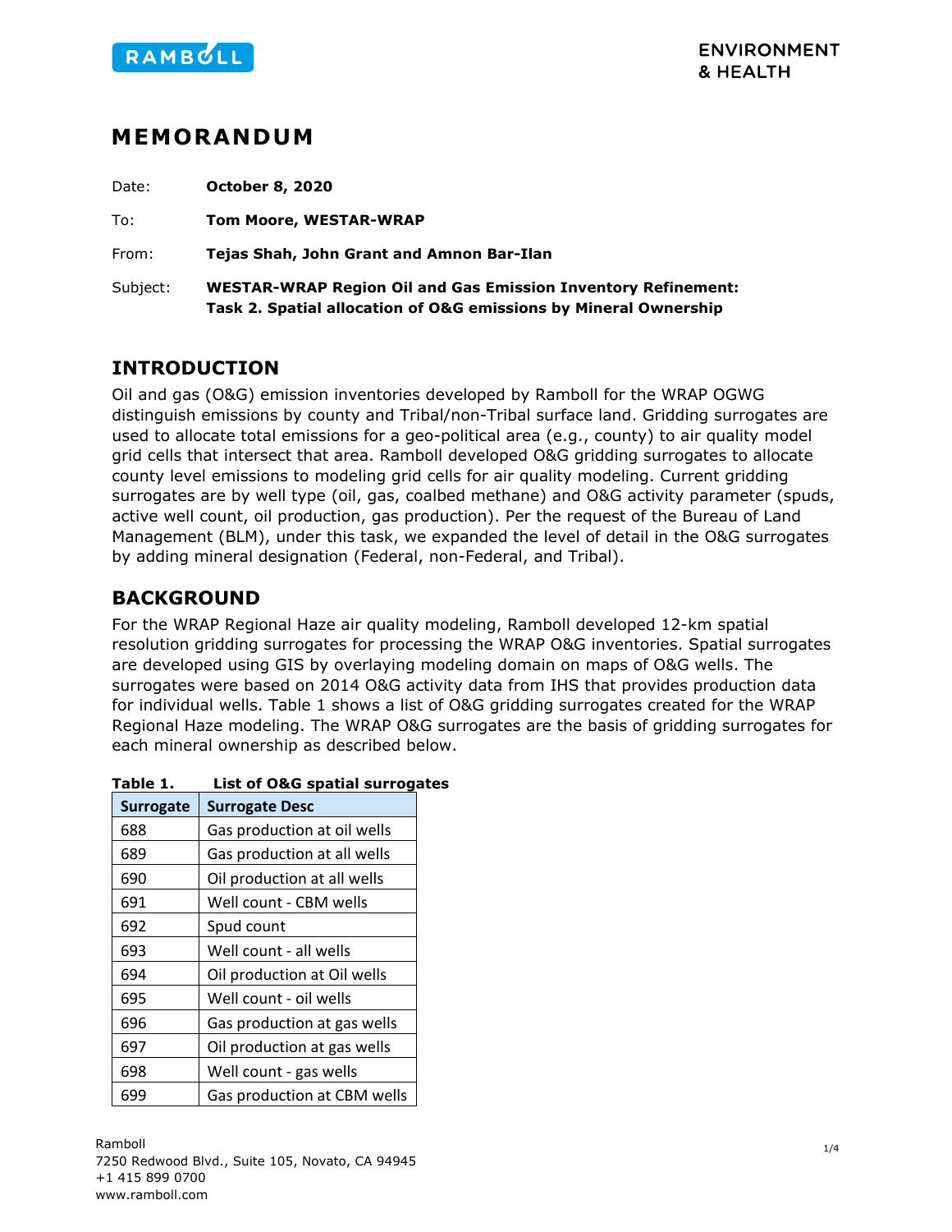RAMBOLL

ENVIRONMENT & HEALTH

# MEMORANDUM

Date: **October 8, 2020**

To: **Tom Moore, WESTAR-WRAP**

From: **Tejas Shah, John Grant and Amnon Bar-Ilan**

Subject: **WESTAR-WRAP Region Oil and Gas Emission Inventory Refinement: Task 2. Spatial allocation of O&G emissions by Mineral Ownership**

## INTRODUCTION

Oil and gas (O&G) emission inventories developed by Ramboll for the WRAP OGWG distinguish emissions by county and Tribal/non-Tribal surface land. Gridding surrogates are used to allocate total emissions for a geo-political area (e.g., county) to air quality model grid cells that intersect that area. Ramboll developed O&G gridding surrogates to allocate county level emissions to modeling grid cells for air quality modeling. Current gridding surrogates are by well type (oil, gas, coalbed methane) and O&G activity parameter (spuds, active well count, oil production, gas production). Per the request of the Bureau of Land Management (BLM), under this task, we expanded the level of detail in the O&G surrogates by adding mineral designation (Federal, non-Federal, and Tribal).

## BACKGROUND

For the WRAP Regional Haze air quality modeling, Ramboll developed 12-km spatial resolution gridding surrogates for processing the WRAP O&G inventories. Spatial surrogates are developed using GIS by overlaying modeling domain on maps of O&G wells. The surrogates were based on 2014 O&G activity data from IHS that provides production data for individual wells. Table 1 shows a list of O&G gridding surrogates created for the WRAP Regional Haze modeling. The WRAP O&G surrogates are the basis of gridding surrogates for each mineral ownership as described below.

**Table 1. List of O&G spatial surrogates**

| Surrogate | Surrogate Desc |
|---|---|
| 688 | Gas production at oil wells |
| 689 | Gas production at all wells |
| 690 | Oil production at all wells |
| 691 | Well count - CBM wells |
| 692 | Spud count |
| 693 | Well count - all wells |
| 694 | Oil production at Oil wells |
| 695 | Well count - oil wells |
| 696 | Gas production at gas wells |
| 697 | Oil production at gas wells |
| 698 | Well count - gas wells |
| 699 | Gas production at CBM wells |

Ramboll
7250 Redwood Blvd., Suite 105, Novato, CA 94945
+1 415 899 0700
www.ramboll.com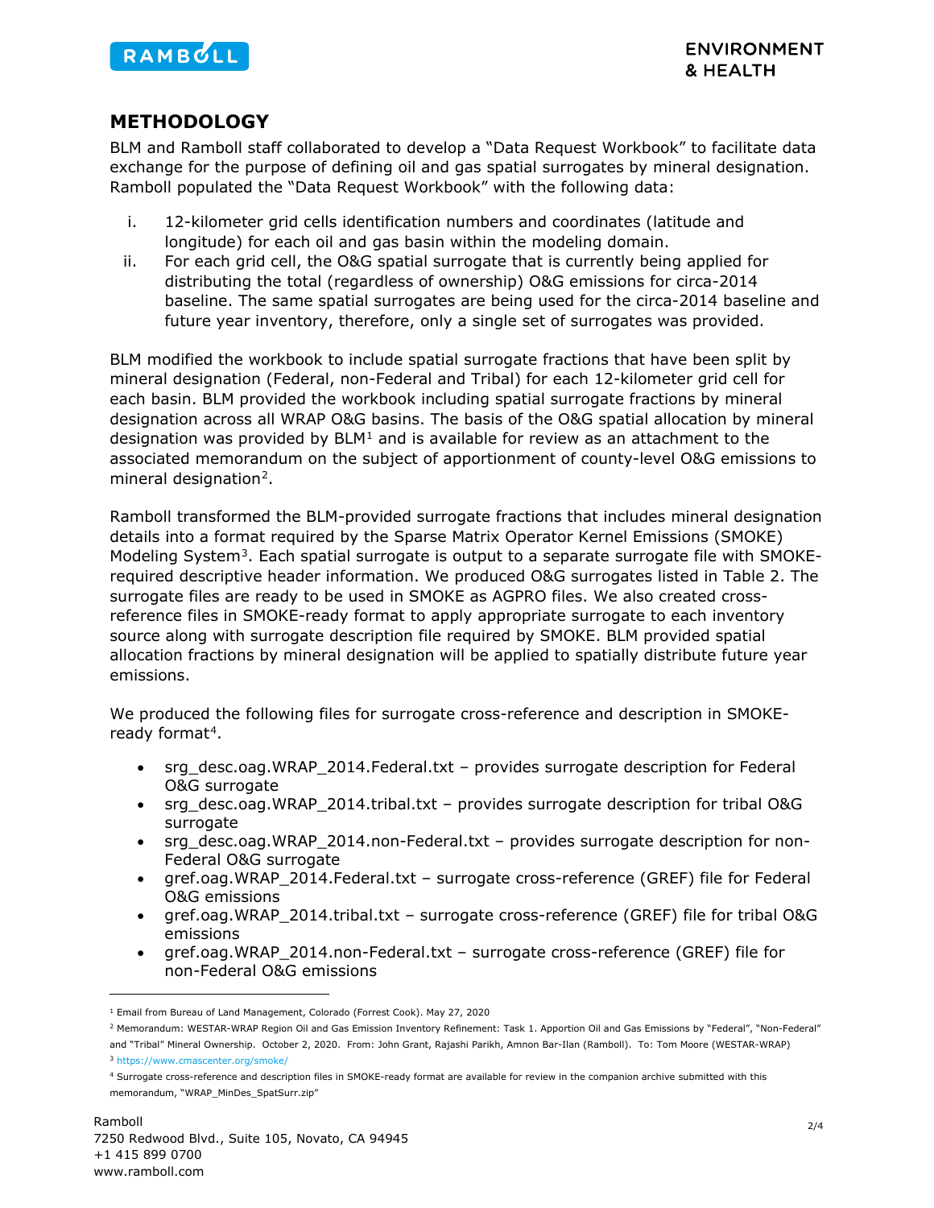## METHODOLOGY

BLM and Ramboll staff collaborated to develop a "Data Request Workbook" to facilitate data exchange for the purpose of defining oil and gas spatial surrogates by mineral designation. Ramboll populated the "Data Request Workbook" with the following data:

i. 12-kilometer grid cells identification numbers and coordinates (latitude and longitude) for each oil and gas basin within the modeling domain.
ii. For each grid cell, the O&G spatial surrogate that is currently being applied for distributing the total (regardless of ownership) O&G emissions for circa-2014 baseline. The same spatial surrogates are being used for the circa-2014 baseline and future year inventory, therefore, only a single set of surrogates was provided.

BLM modified the workbook to include spatial surrogate fractions that have been split by mineral designation (Federal, non-Federal and Tribal) for each 12-kilometer grid cell for each basin. BLM provided the workbook including spatial surrogate fractions by mineral designation across all WRAP O&G basins. The basis of the O&G spatial allocation by mineral designation was provided by BLM[1] and is available for review as an attachment to the associated memorandum on the subject of apportionment of county-level O&G emissions to mineral designation[2].

Ramboll transformed the BLM-provided surrogate fractions that includes mineral designation details into a format required by the Sparse Matrix Operator Kernel Emissions (SMOKE) Modeling System[3]. Each spatial surrogate is output to a separate surrogate file with SMOKE-required descriptive header information. We produced O&G surrogates listed in Table 2. The surrogate files are ready to be used in SMOKE as AGPRO files. We also created cross-reference files in SMOKE-ready format to apply appropriate surrogate to each inventory source along with surrogate description file required by SMOKE. BLM provided spatial allocation fractions by mineral designation will be applied to spatially distribute future year emissions.

We produced the following files for surrogate cross-reference and description in SMOKE-ready format[4].

- srg_desc.oag.WRAP_2014.Federal.txt – provides surrogate description for Federal O&G surrogate
- srg_desc.oag.WRAP_2014.tribal.txt – provides surrogate description for tribal O&G surrogate
- srg_desc.oag.WRAP_2014.non-Federal.txt – provides surrogate description for non-Federal O&G surrogate
- gref.oag.WRAP_2014.Federal.txt – surrogate cross-reference (GREF) file for Federal O&G emissions
- gref.oag.WRAP_2014.tribal.txt – surrogate cross-reference (GREF) file for tribal O&G emissions
- gref.oag.WRAP_2014.non-Federal.txt – surrogate cross-reference (GREF) file for non-Federal O&G emissions

---

[1] Email from Bureau of Land Management, Colorado (Forrest Cook). May 27, 2020

[2] Memorandum: WESTAR-WRAP Region Oil and Gas Emission Inventory Refinement: Task 1. Apportion Oil and Gas Emissions by "Federal", "Non-Federal" and "Tribal" Mineral Ownership. October 2, 2020. From: John Grant, Rajashi Parikh, Amnon Bar-Ilan (Ramboll). To: Tom Moore (WESTAR-WRAP)

[3] https://www.cmascenter.org/smoke/

[4] Surrogate cross-reference and description files in SMOKE-ready format are available for review in the companion archive submitted with this memorandum, "WRAP_MinDes_SpatSurr.zip"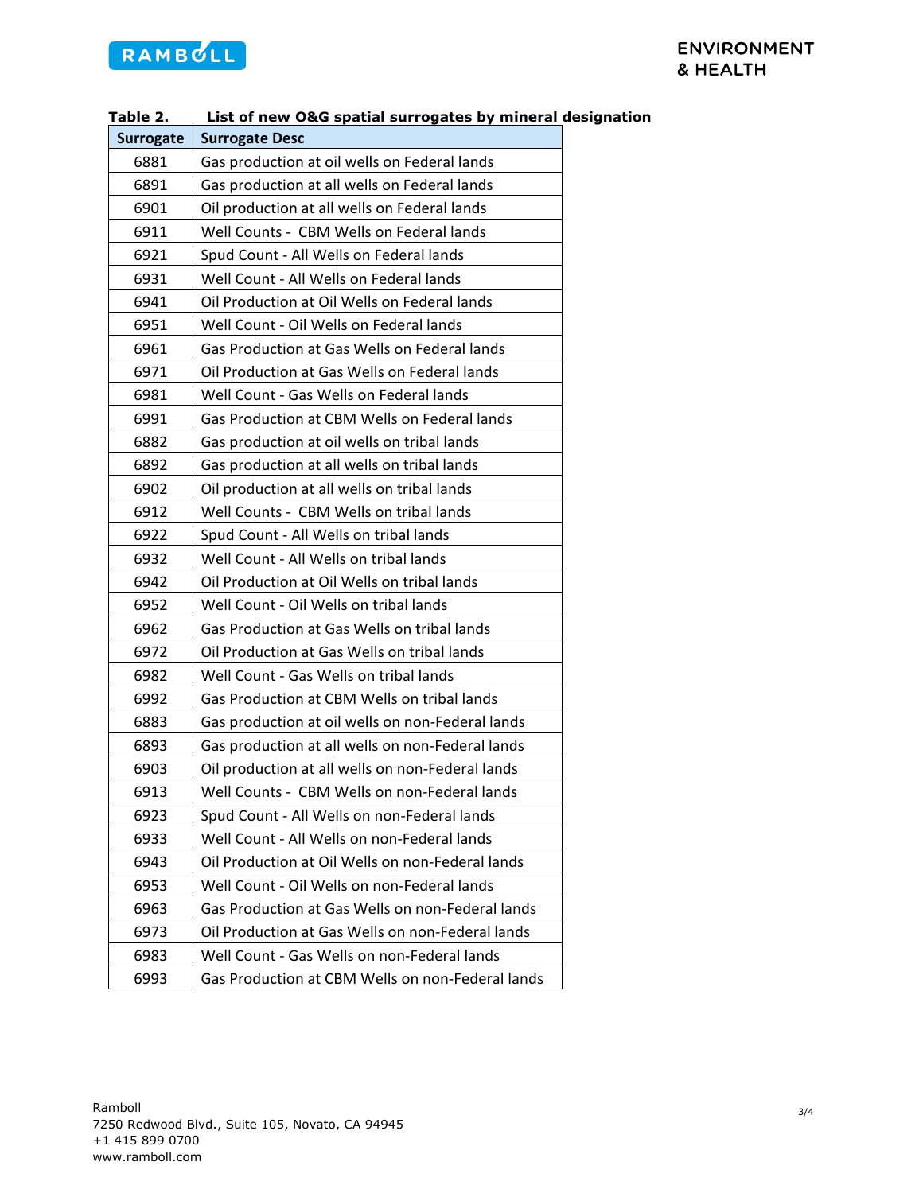**Table 2. List of new O&G spatial surrogates by mineral designation**

| Surrogate | Surrogate Desc |
|---|---|
| 6881 | Gas production at oil wells on Federal lands |
| 6891 | Gas production at all wells on Federal lands |
| 6901 | Oil production at all wells on Federal lands |
| 6911 | Well Counts - CBM Wells on Federal lands |
| 6921 | Spud Count - All Wells on Federal lands |
| 6931 | Well Count - All Wells on Federal lands |
| 6941 | Oil Production at Oil Wells on Federal lands |
| 6951 | Well Count - Oil Wells on Federal lands |
| 6961 | Gas Production at Gas Wells on Federal lands |
| 6971 | Oil Production at Gas Wells on Federal lands |
| 6981 | Well Count - Gas Wells on Federal lands |
| 6991 | Gas Production at CBM Wells on Federal lands |
| 6882 | Gas production at oil wells on tribal lands |
| 6892 | Gas production at all wells on tribal lands |
| 6902 | Oil production at all wells on tribal lands |
| 6912 | Well Counts - CBM Wells on tribal lands |
| 6922 | Spud Count - All Wells on tribal lands |
| 6932 | Well Count - All Wells on tribal lands |
| 6942 | Oil Production at Oil Wells on tribal lands |
| 6952 | Well Count - Oil Wells on tribal lands |
| 6962 | Gas Production at Gas Wells on tribal lands |
| 6972 | Oil Production at Gas Wells on tribal lands |
| 6982 | Well Count - Gas Wells on tribal lands |
| 6992 | Gas Production at CBM Wells on tribal lands |
| 6883 | Gas production at oil wells on non-Federal lands |
| 6893 | Gas production at all wells on non-Federal lands |
| 6903 | Oil production at all wells on non-Federal lands |
| 6913 | Well Counts - CBM Wells on non-Federal lands |
| 6923 | Spud Count - All Wells on non-Federal lands |
| 6933 | Well Count - All Wells on non-Federal lands |
| 6943 | Oil Production at Oil Wells on non-Federal lands |
| 6953 | Well Count - Oil Wells on non-Federal lands |
| 6963 | Gas Production at Gas Wells on non-Federal lands |
| 6973 | Oil Production at Gas Wells on non-Federal lands |
| 6983 | Well Count - Gas Wells on non-Federal lands |
| 6993 | Gas Production at CBM Wells on non-Federal lands |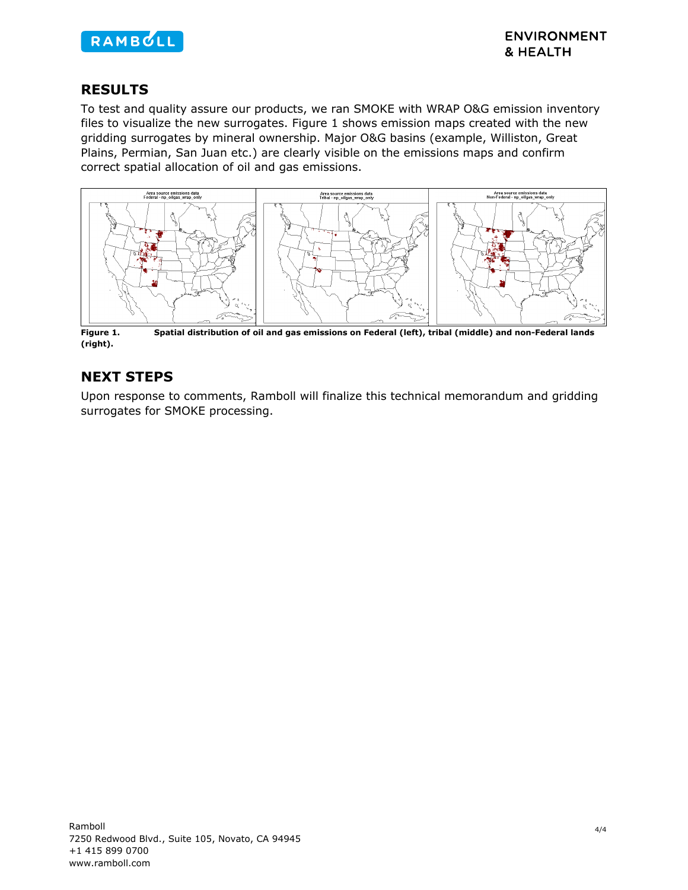## RESULTS

To test and quality assure our products, we ran SMOKE with WRAP O&G emission inventory files to visualize the new surrogates. Figure 1 shows emission maps created with the new gridding surrogates by mineral ownership. Major O&G basins (example, Williston, Great Plains, Permian, San Juan etc.) are clearly visible on the emissions maps and confirm correct spatial allocation of oil and gas emissions.

Area source emissions data
Federal - np_oilgas_wrap_only

Area source emissions data
Tribal - np_oilgas_wrap_only

Area source emissions data
Non-Federal - np_oilgas_wrap_only

**Figure 1. Spatial distribution of oil and gas emissions on Federal (left), tribal (middle) and non-Federal lands (right).**

## NEXT STEPS

Upon response to comments, Ramboll will finalize this technical memorandum and gridding surrogates for SMOKE processing.